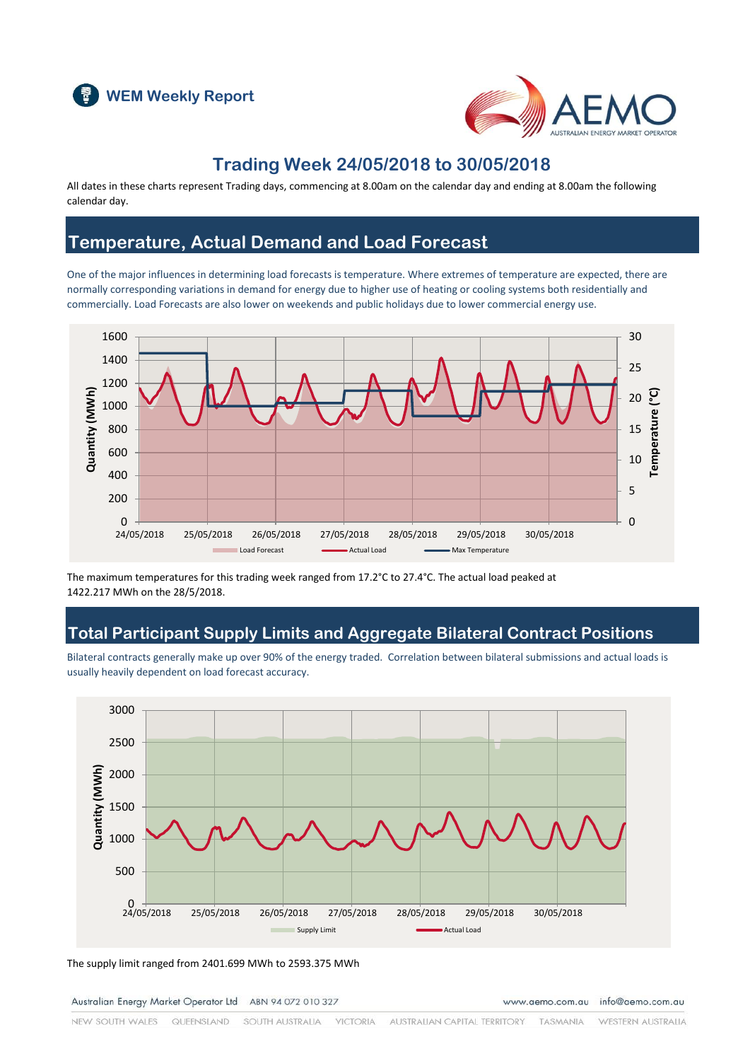# WEM Weekly Report

## Trading Week 24/05/2018 to 30/05/2018

All dates in these charts represent Trading days, commencing at 8.00am on the calendar day and ending at 8.00am the following calendar day.

## Temperature, Actual Demand and Load Forecast

One of the major influences in determining load forecasts is temperature. Where extremes of temperature are expected, there are normally corresponding variations in demand for energy due to higher use of heating or cooling systems both residentially and commercially. Load Forecasts are also lower on weekends and public holidays due to lower commercial energy use.

The maximum temperatures for this trading week ranged from 17.2°C to 27.4°C. The actual load peaked at 1422.217 MWh on the 28/5/2018.

## Total Participant Supply Limits and Aggregate Bilateral Contract Positions

Bilateral contracts generally make up over 90% of the energy traded. Correlation between bilateral submissions and actual loads is usually heavily dependent on load forecast accuracy.

The supply limit ranged from 2401.699 MWh to 2593.375 MWh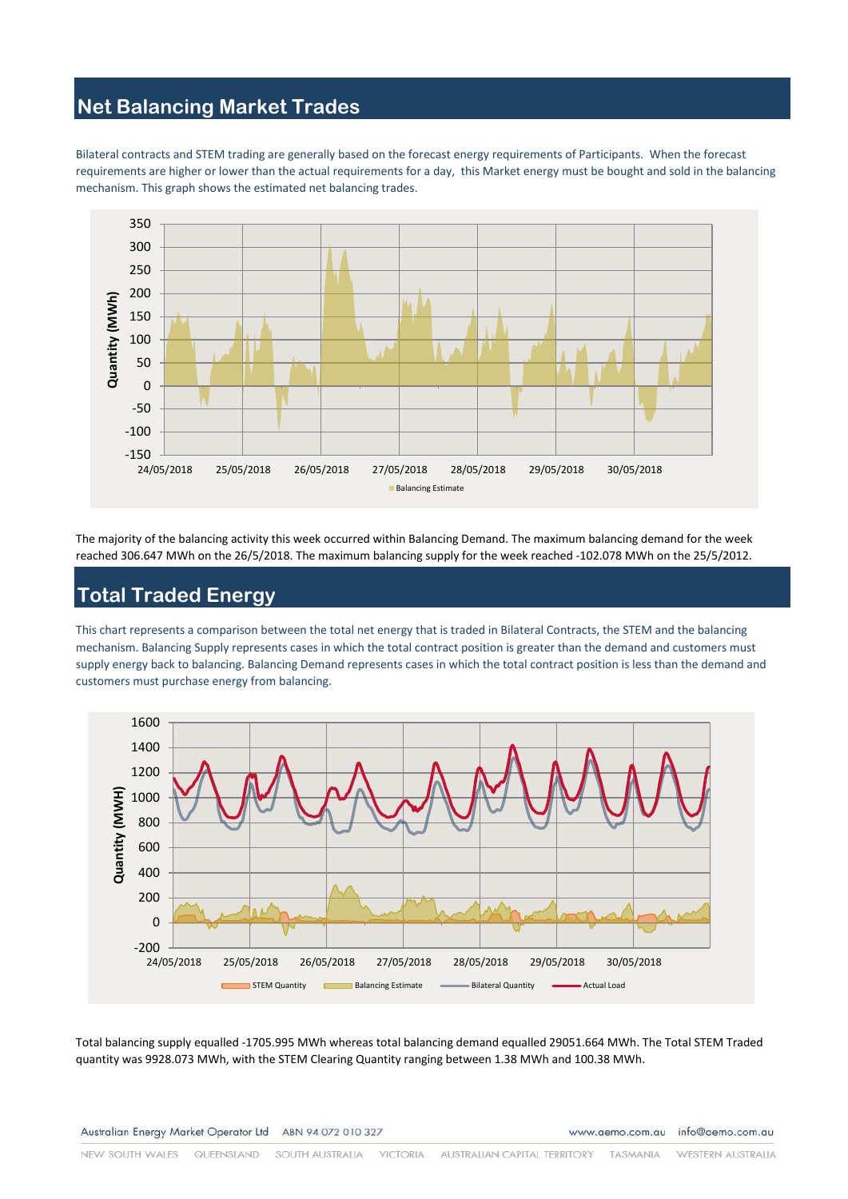## Net Balancing Market Trades

Bilateral contracts and STEM trading are generally based on the forecast energy requirements of Participants. When the forecast requirements are higher or lower than the actual requirements for a day, this Market energy must be bought and sold in the balancing mechanism. This graph shows the estimated net balancing trades.

The majority of the balancing activity this week occurred within Balancing Demand. The maximum balancing demand for the week reached 306.647 MWh on the 26/5/2018. The maximum balancing supply for the week reached -102.078 MWh on the 25/5/2012.

## Total Traded Energy

This chart represents a comparison between the total net energy that is traded in Bilateral Contracts, the STEM and the balancing mechanism. Balancing Supply represents cases in which the total contract position is greater than the demand and customers must supply energy back to balancing. Balancing Demand represents cases in which the total contract position is less than the demand and customers must purchase energy from balancing.

Total balancing supply equalled -1705.995 MWh whereas total balancing demand equalled 29051.664 MWh. The Total STEM Traded quantity was 9928.073 MWh, with the STEM Clearing Quantity ranging between 1.38 MWh and 100.38 MWh.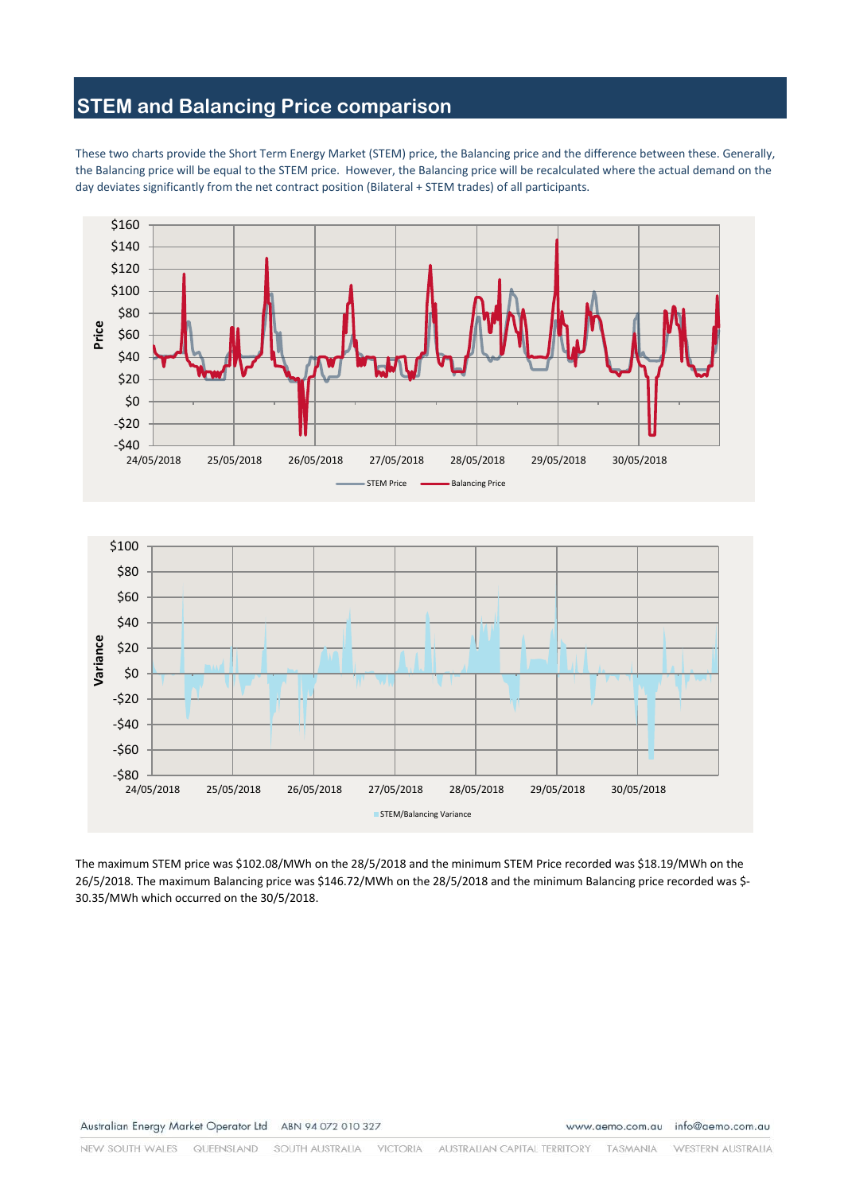## STEM and Balancing Price comparison

These two charts provide the Short Term Energy Market (STEM) price, the Balancing price and the difference between these. Generally, the Balancing price will be equal to the STEM price. However, the Balancing price will be recalculated where the actual demand on the day deviates significantly from the net contract position (Bilateral + STEM trades) of all participants.

Price

$160
$140
$120
$100
$80
$60
$40
$20
$0
-$20
-$40

24/05/2018 25/05/2018 26/05/2018 27/05/2018 28/05/2018 29/05/2018 30/05/2018

STEM Price
Balancing Price

Variance

$100
$80
$60
$40
$20
$0
-$20
-$40
-$60
-$80

24/05/2018 25/05/2018 26/05/2018 27/05/2018 28/05/2018 29/05/2018 30/05/2018

STEM/Balancing Variance

The maximum STEM price was $102.08/MWh on the 28/5/2018 and the minimum STEM Price recorded was $18.19/MWh on the 26/5/2018. The maximum Balancing price was $146.72/MWh on the 28/5/2018 and the minimum Balancing price recorded was $-30.35/MWh which occurred on the 30/5/2018.